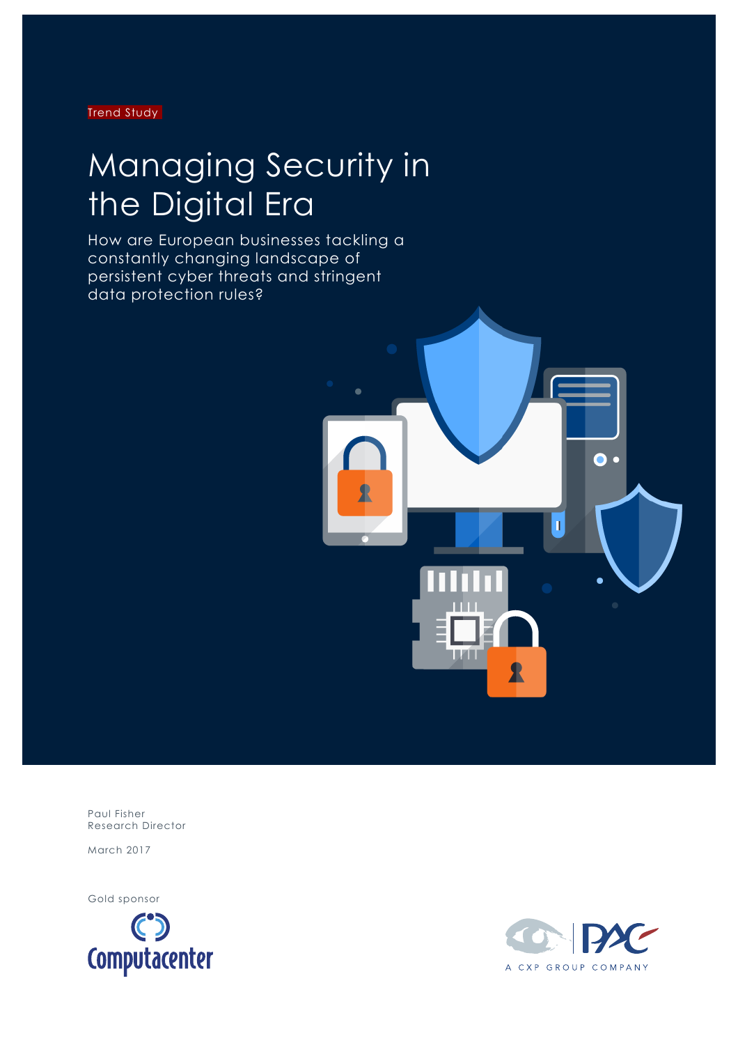Trend Study

# Managing Security in the Digital Era

How are European businesses tackling a constantly changing landscape of persistent cyber threats and stringent data protection rules?

Paul Fisher
Research Director

March 2017

Gold sponsor

Computacenter

PAC – A CXP GROUP COMPANY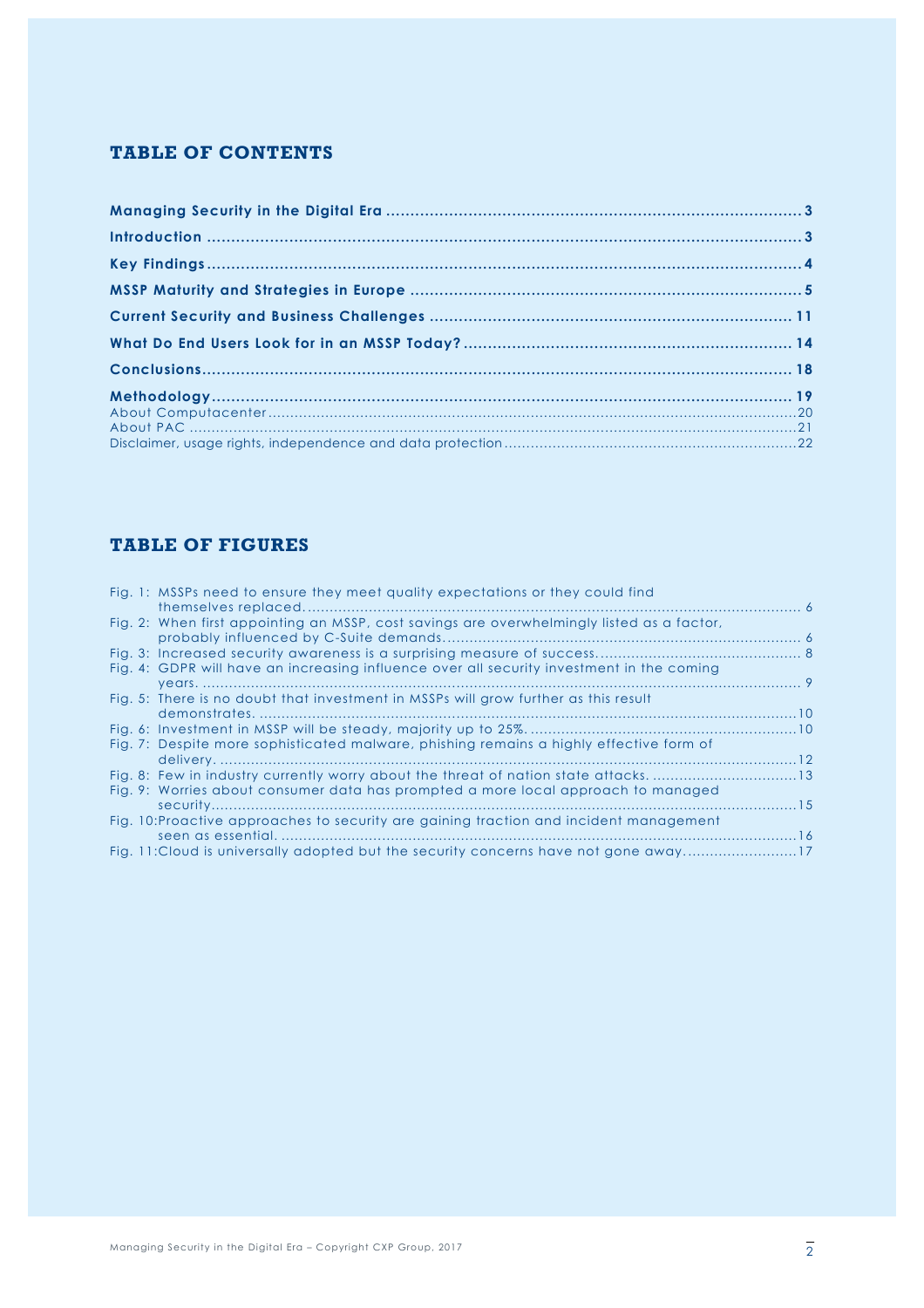## TABLE OF CONTENTS

**Managing Security in the Digital Era** ..... 3
**Introduction** ..... 3
**Key Findings** ..... 4
**MSSP Maturity and Strategies in Europe** ..... 5
**Current Security and Business Challenges** ..... 11
**What Do End Users Look for in an MSSP Today?** ..... 14
**Conclusions** ..... 18
**Methodology** ..... 19
About Computacenter ..... 20
About PAC ..... 21
Disclaimer, usage rights, independence and data protection ..... 22

## TABLE OF FIGURES

Fig. 1: MSSPs need to ensure they meet quality expectations or they could find themselves replaced. ..... 6
Fig. 2: When first appointing an MSSP, cost savings are overwhelmingly listed as a factor, probably influenced by C-Suite demands. ..... 6
Fig. 3: Increased security awareness is a surprising measure of success. ..... 8
Fig. 4: GDPR will have an increasing influence over all security investment in the coming years. ..... 9
Fig. 5: There is no doubt that investment in MSSPs will grow further as this result demonstrates. ..... 10
Fig. 6: Investment in MSSP will be steady, majority up to 25%. ..... 10
Fig. 7: Despite more sophisticated malware, phishing remains a highly effective form of delivery. ..... 12
Fig. 8: Few in industry currently worry about the threat of nation state attacks. ..... 13
Fig. 9: Worries about consumer data has prompted a more local approach to managed security. ..... 15
Fig. 10: Proactive approaches to security are gaining traction and incident management seen as essential. ..... 16
Fig. 11: Cloud is universally adopted but the security concerns have not gone away. ..... 17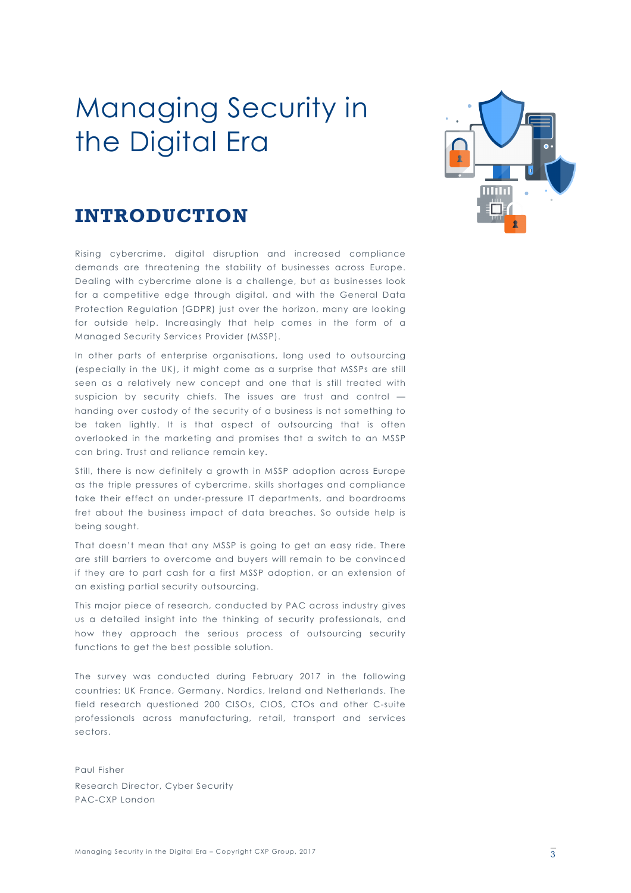# Managing Security in the Digital Era

## INTRODUCTION

Rising cybercrime, digital disruption and increased compliance demands are threatening the stability of businesses across Europe. Dealing with cybercrime alone is a challenge, but as businesses look for a competitive edge through digital, and with the General Data Protection Regulation (GDPR) just over the horizon, many are looking for outside help. Increasingly that help comes in the form of a Managed Security Services Provider (MSSP).

In other parts of enterprise organisations, long used to outsourcing (especially in the UK), it might come as a surprise that MSSPs are still seen as a relatively new concept and one that is still treated with suspicion by security chiefs. The issues are trust and control — handing over custody of the security of a business is not something to be taken lightly. It is that aspect of outsourcing that is often overlooked in the marketing and promises that a switch to an MSSP can bring. Trust and reliance remain key.

Still, there is now definitely a growth in MSSP adoption across Europe as the triple pressures of cybercrime, skills shortages and compliance take their effect on under-pressure IT departments, and boardrooms fret about the business impact of data breaches. So outside help is being sought.

That doesn't mean that any MSSP is going to get an easy ride. There are still barriers to overcome and buyers will remain to be convinced if they are to part cash for a first MSSP adoption, or an extension of an existing partial security outsourcing.

This major piece of research, conducted by PAC across industry gives us a detailed insight into the thinking of security professionals, and how they approach the serious process of outsourcing security functions to get the best possible solution.

The survey was conducted during February 2017 in the following countries: UK France, Germany, Nordics, Ireland and Netherlands. The field research questioned 200 CISOs, CIOS, CTOs and other C-suite professionals across manufacturing, retail, transport and services sectors.

Paul Fisher
Research Director, Cyber Security
PAC-CXP London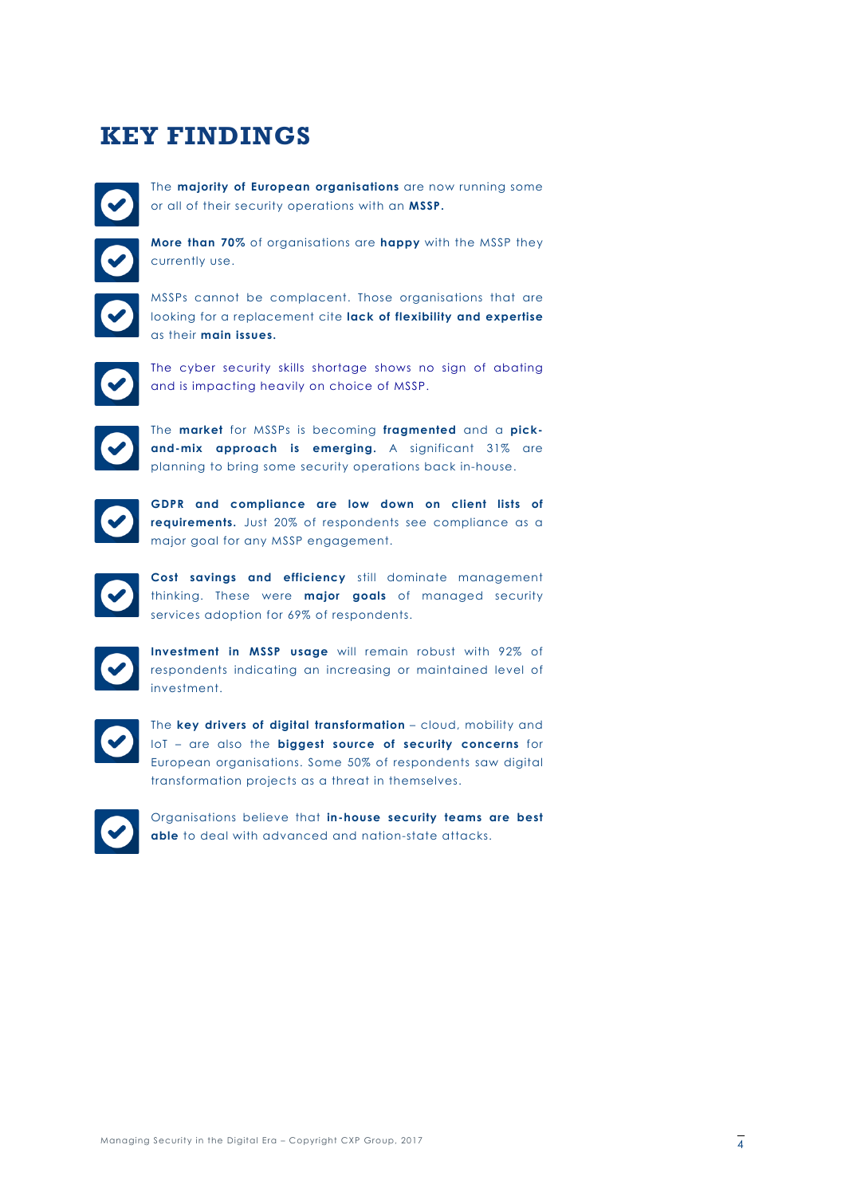# KEY FINDINGS

- The **majority of European organisations** are now running some or all of their security operations with an **MSSP.**
- **More than 70%** of organisations are **happy** with the MSSP they currently use.
- MSSPs cannot be complacent. Those organisations that are looking for a replacement cite **lack of flexibility and expertise** as their **main issues.**
- The cyber security skills shortage shows no sign of abating and is impacting heavily on choice of MSSP.
- The **market** for MSSPs is becoming **fragmented** and a **pick-and-mix approach is emerging.** A significant 31% are planning to bring some security operations back in-house.
- **GDPR and compliance are low down on client lists of requirements.** Just 20% of respondents see compliance as a major goal for any MSSP engagement.
- **Cost savings and efficiency** still dominate management thinking. These were **major goals** of managed security services adoption for 69% of respondents.
- **Investment in MSSP usage** will remain robust with 92% of respondents indicating an increasing or maintained level of investment.
- The **key drivers of digital transformation** – cloud, mobility and IoT – are also the **biggest source of security concerns** for European organisations. Some 50% of respondents saw digital transformation projects as a threat in themselves.
- Organisations believe that **in-house security teams are best able** to deal with advanced and nation-state attacks.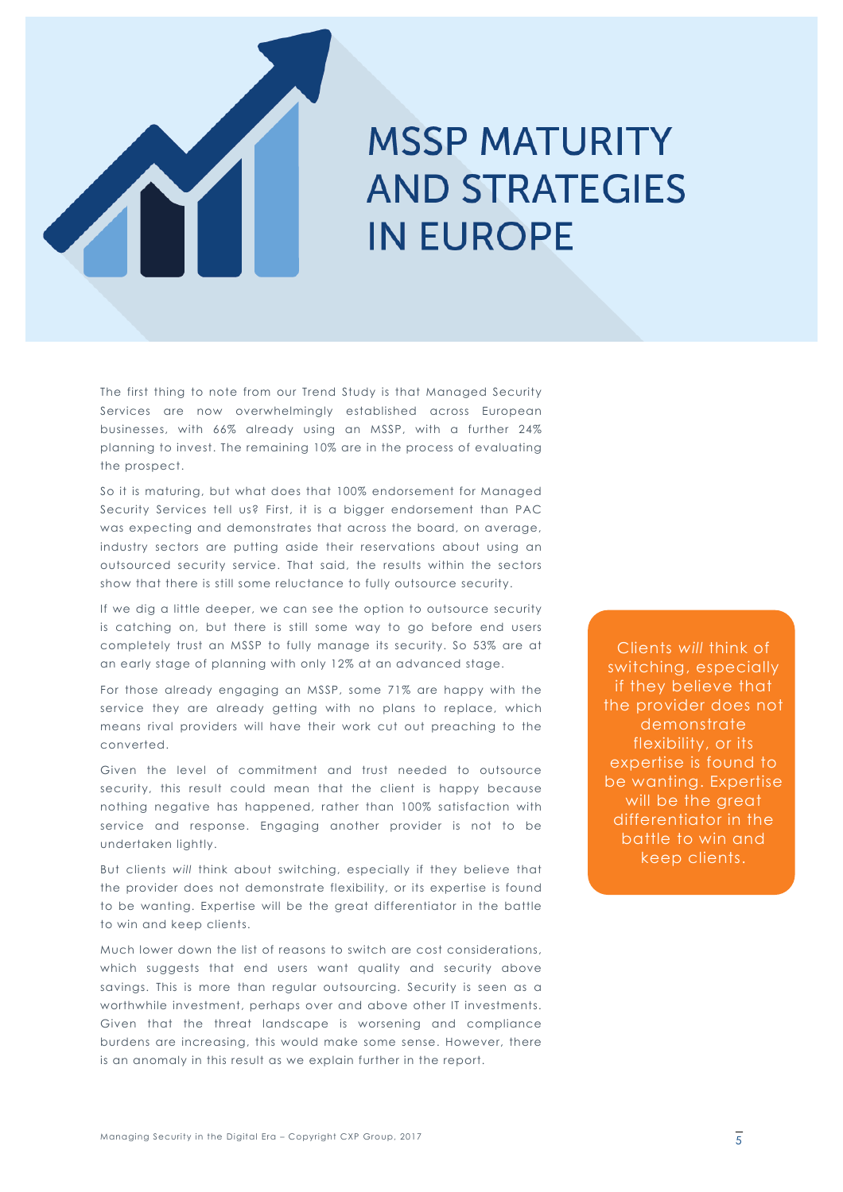# MSSP MATURITY AND STRATEGIES IN EUROPE

The first thing to note from our Trend Study is that Managed Security Services are now overwhelmingly established across European businesses, with 66% already using an MSSP, with a further 24% planning to invest. The remaining 10% are in the process of evaluating the prospect.

So it is maturing, but what does that 100% endorsement for Managed Security Services tell us? First, it is a bigger endorsement than PAC was expecting and demonstrates that across the board, on average, industry sectors are putting aside their reservations about using an outsourced security service. That said, the results within the sectors show that there is still some reluctance to fully outsource security.

If we dig a little deeper, we can see the option to outsource security is catching on, but there is still some way to go before end users completely trust an MSSP to fully manage its security. So 53% are at an early stage of planning with only 12% at an advanced stage.

For those already engaging an MSSP, some 71% are happy with the service they are already getting with no plans to replace, which means rival providers will have their work cut out preaching to the converted.

Given the level of commitment and trust needed to outsource security, this result could mean that the client is happy because nothing negative has happened, rather than 100% satisfaction with service and response. Engaging another provider is not to be undertaken lightly.

But clients *will* think about switching, especially if they believe that the provider does not demonstrate flexibility, or its expertise is found to be wanting. Expertise will be the great differentiator in the battle to win and keep clients.

> Clients *will* think of switching, especially if they believe that the provider does not demonstrate flexibility, or its expertise is found to be wanting. Expertise will be the great differentiator in the battle to win and keep clients.

Much lower down the list of reasons to switch are cost considerations, which suggests that end users want quality and security above savings. This is more than regular outsourcing. Security is seen as a worthwhile investment, perhaps over and above other IT investments. Given that the threat landscape is worsening and compliance burdens are increasing, this would make some sense. However, there is an anomaly in this result as we explain further in the report.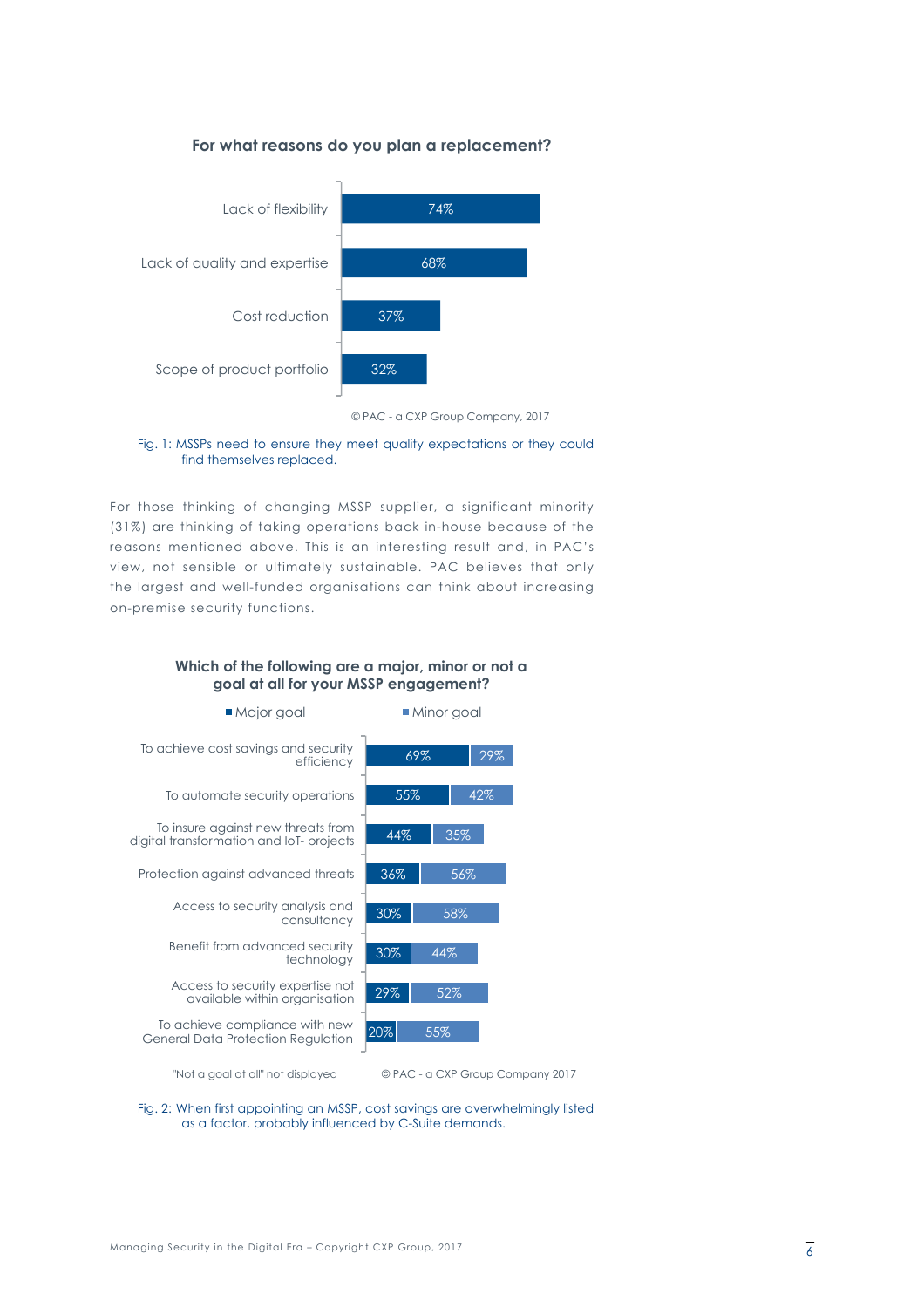**For what reasons do you plan a replacement?**

| Reason | % |
|---|---|
| Lack of flexibility | 74% |
| Lack of quality and expertise | 68% |
| Cost reduction | 37% |
| Scope of product portfolio | 32% |

© PAC - a CXP Group Company, 2017

Fig. 1: MSSPs need to ensure they meet quality expectations or they could find themselves replaced.

For those thinking of changing MSSP supplier, a significant minority (31%) are thinking of taking operations back in-house because of the reasons mentioned above. This is an interesting result and, in PAC's view, not sensible or ultimately sustainable. PAC believes that only the largest and well-funded organisations can think about increasing on-premise security functions.

**Which of the following are a major, minor or not a goal at all for your MSSP engagement?**

| Goal | Major goal | Minor goal |
|---|---|---|
| To achieve cost savings and security efficiency | 69% | 29% |
| To automate security operations | 55% | 42% |
| To insure against new threats from digital transformation and IoT- projects | 44% | 35% |
| Protection against advanced threats | 36% | 56% |
| Access to security analysis and consultancy | 30% | 58% |
| Benefit from advanced security technology | 30% | 44% |
| Access to security expertise not available within organisation | 29% | 52% |
| To achieve compliance with new General Data Protection Regulation | 20% | 55% |

"Not a goal at all" not displayed

© PAC - a CXP Group Company 2017

Fig. 2: When first appointing an MSSP, cost savings are overwhelmingly listed as a factor, probably influenced by C-Suite demands.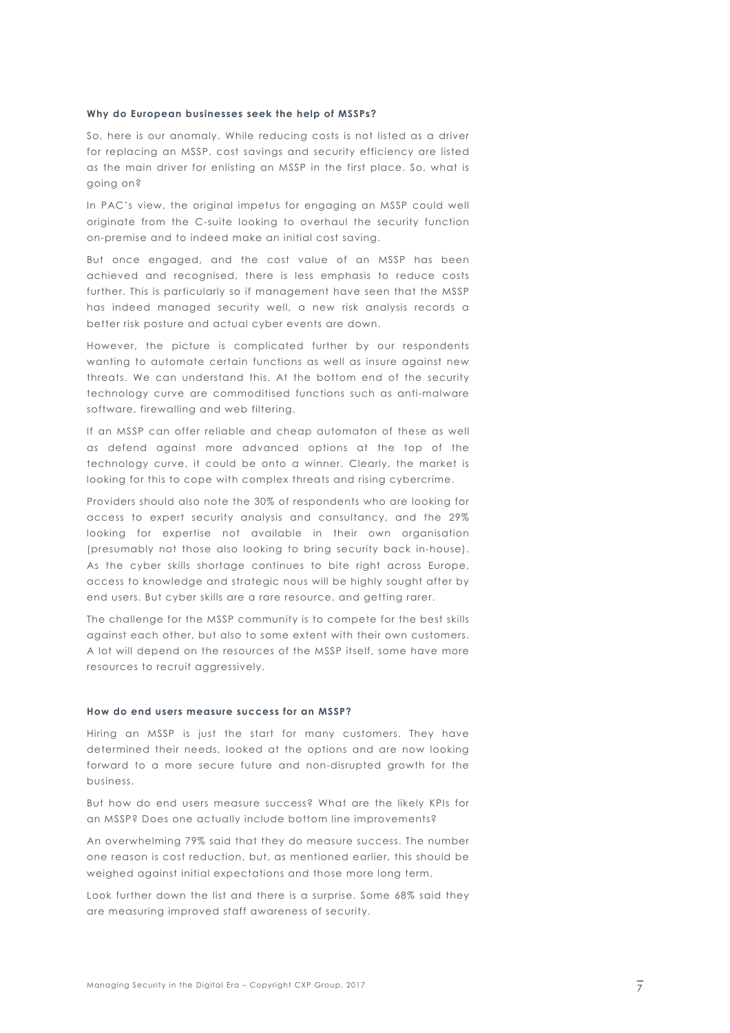**Why do European businesses seek the help of MSSPs?**

So, here is our anomaly. While reducing costs is not listed as a driver for replacing an MSSP, cost savings and security efficiency are listed as the main driver for enlisting an MSSP in the first place. So, what is going on?

In PAC's view, the original impetus for engaging an MSSP could well originate from the C-suite looking to overhaul the security function on-premise and to indeed make an initial cost saving.

But once engaged, and the cost value of an MSSP has been achieved and recognised, there is less emphasis to reduce costs further. This is particularly so if management have seen that the MSSP has indeed managed security well, a new risk analysis records a better risk posture and actual cyber events are down.

However, the picture is complicated further by our respondents wanting to automate certain functions as well as insure against new threats. We can understand this. At the bottom end of the security technology curve are commoditised functions such as anti-malware software, firewalling and web filtering.

If an MSSP can offer reliable and cheap automaton of these as well as defend against more advanced options at the top of the technology curve, it could be onto a winner. Clearly, the market is looking for this to cope with complex threats and rising cybercrime.

Providers should also note the 30% of respondents who are looking for access to expert security analysis and consultancy, and the 29% looking for expertise not available in their own organisation (presumably not those also looking to bring security back in-house). As the cyber skills shortage continues to bite right across Europe, access to knowledge and strategic nous will be highly sought after by end users. But cyber skills are a rare resource, and getting rarer.

The challenge for the MSSP community is to compete for the best skills against each other, but also to some extent with their own customers. A lot will depend on the resources of the MSSP itself, some have more resources to recruit aggressively.

**How do end users measure success for an MSSP?**

Hiring an MSSP is just the start for many customers. They have determined their needs, looked at the options and are now looking forward to a more secure future and non-disrupted growth for the business.

But how do end users measure success? What are the likely KPIs for an MSSP? Does one actually include bottom line improvements?

An overwhelming 79% said that they do measure success. The number one reason is cost reduction, but, as mentioned earlier, this should be weighed against initial expectations and those more long term.

Look further down the list and there is a surprise. Some 68% said they are measuring improved staff awareness of security.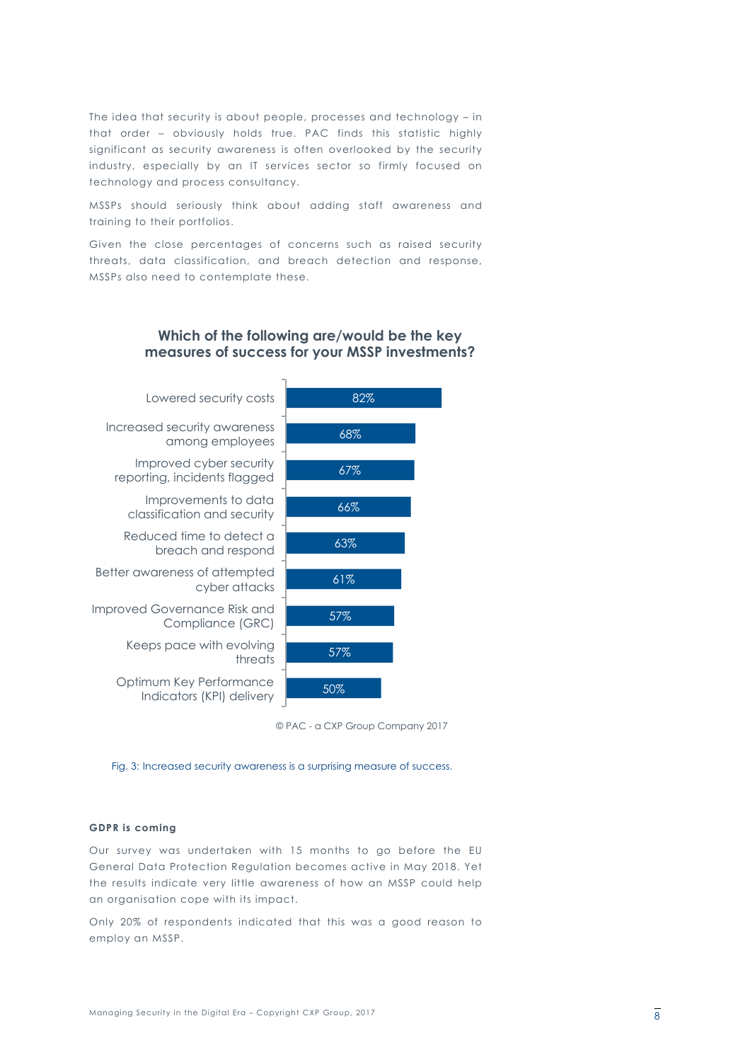The idea that security is about people, processes and technology – in that order – obviously holds true. PAC finds this statistic highly significant as security awareness is often overlooked by the security industry, especially by an IT services sector so firmly focused on technology and process consultancy.

MSSPs should seriously think about adding staff awareness and training to their portfolios.

Given the close percentages of concerns such as raised security threats, data classification, and breach detection and response, MSSPs also need to contemplate these.

**Which of the following are/would be the key measures of success for your MSSP investments?**

| Measure | % |
| --- | --- |
| Lowered security costs | 82% |
| Increased security awareness among employees | 68% |
| Improved cyber security reporting, incidents flagged | 67% |
| Improvements to data classification and security | 66% |
| Reduced time to detect a breach and respond | 63% |
| Better awareness of attempted cyber attacks | 61% |
| Improved Governance Risk and Compliance (GRC) | 57% |
| Keeps pace with evolving threats | 57% |
| Optimum Key Performance Indicators (KPI) delivery | 50% |

© PAC - a CXP Group Company 2017

Fig. 3: Increased security awareness is a surprising measure of success.

#### GDPR is coming

Our survey was undertaken with 15 months to go before the EU General Data Protection Regulation becomes active in May 2018. Yet the results indicate very little awareness of how an MSSP could help an organisation cope with its impact.

Only 20% of respondents indicated that this was a good reason to employ an MSSP.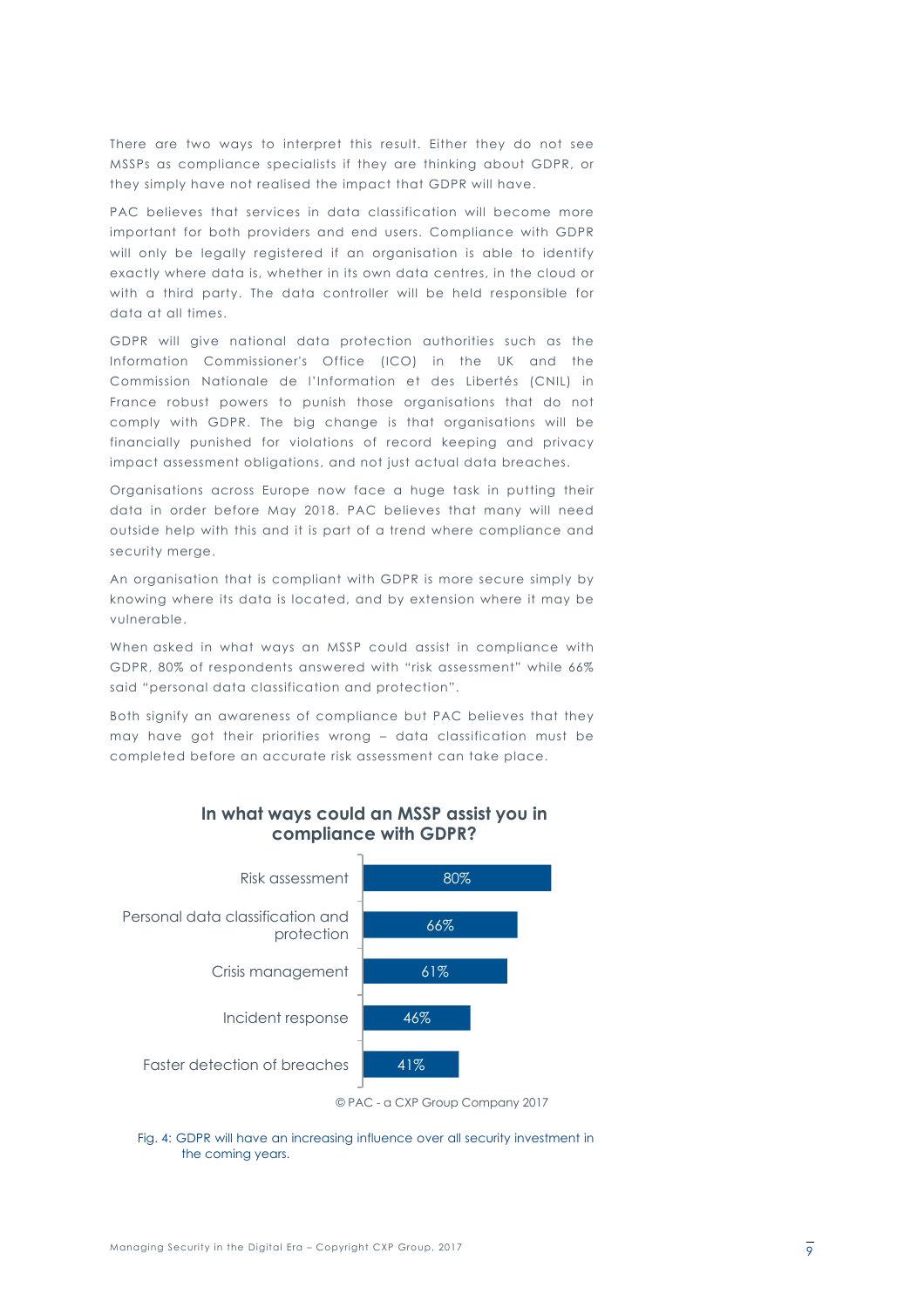There are two ways to interpret this result. Either they do not see MSSPs as compliance specialists if they are thinking about GDPR, or they simply have not realised the impact that GDPR will have.

PAC believes that services in data classification will become more important for both providers and end users. Compliance with GDPR will only be legally registered if an organisation is able to identify exactly where data is, whether in its own data centres, in the cloud or with a third party. The data controller will be held responsible for data at all times.

GDPR will give national data protection authorities such as the Information Commissioner's Office (ICO) in the UK and the Commission Nationale de l'Information et des Libertés (CNIL) in France robust powers to punish those organisations that do not comply with GDPR. The big change is that organisations will be financially punished for violations of record keeping and privacy impact assessment obligations, and not just actual data breaches.

Organisations across Europe now face a huge task in putting their data in order before May 2018. PAC believes that many will need outside help with this and it is part of a trend where compliance and security merge.

An organisation that is compliant with GDPR is more secure simply by knowing where its data is located, and by extension where it may be vulnerable.

When asked in what ways an MSSP could assist in compliance with GDPR, 80% of respondents answered with "risk assessment" while 66% said "personal data classification and protection".

Both signify an awareness of compliance but PAC believes that they may have got their priorities wrong – data classification must be completed before an accurate risk assessment can take place.

**In what ways could an MSSP assist you in compliance with GDPR?**

| Response | % |
|---|---|
| Risk assessment | 80% |
| Personal data classification and protection | 66% |
| Crisis management | 61% |
| Incident response | 46% |
| Faster detection of breaches | 41% |

© PAC - a CXP Group Company 2017

Fig. 4: GDPR will have an increasing influence over all security investment in the coming years.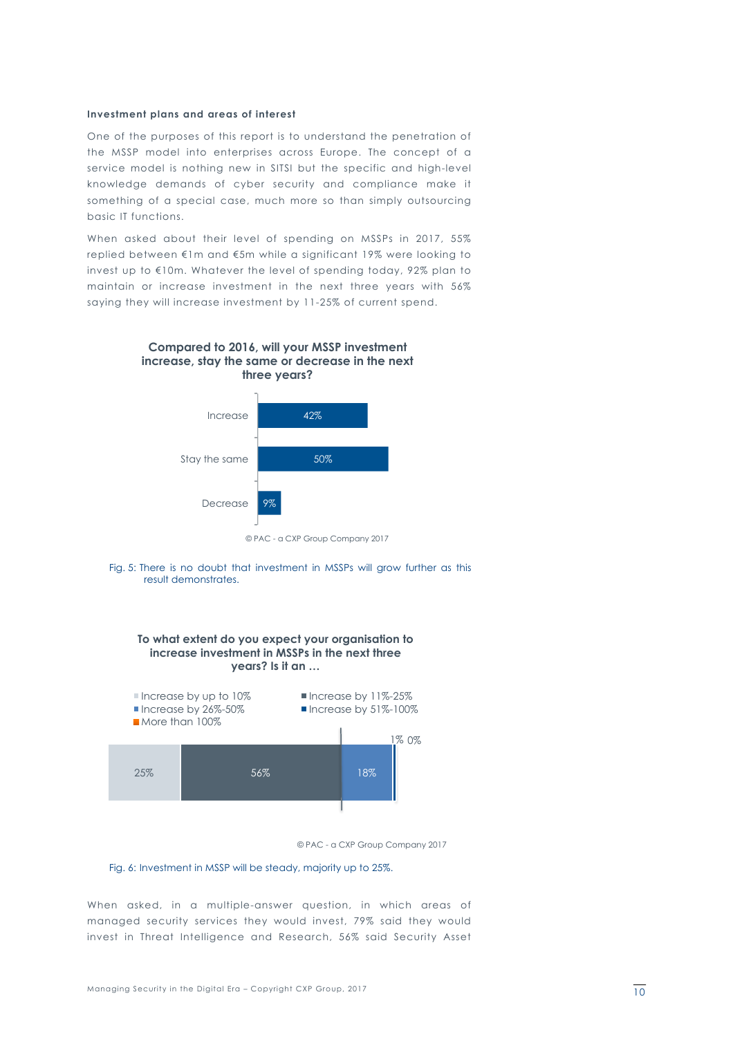### Investment plans and areas of interest

One of the purposes of this report is to understand the penetration of the MSSP model into enterprises across Europe. The concept of a service model is nothing new in SITSI but the specific and high-level knowledge demands of cyber security and compliance make it something of a special case, much more so than simply outsourcing basic IT functions.

When asked about their level of spending on MSSPs in 2017, 55% replied between €1m and €5m while a significant 19% were looking to invest up to €10m. Whatever the level of spending today, 92% plan to maintain or increase investment in the next three years with 56% saying they will increase investment by 11-25% of current spend.

**Compared to 2016, will your MSSP investment increase, stay the same or decrease in the next three years?**

| Response | Share |
| --- | --- |
| Increase | 42% |
| Stay the same | 50% |
| Decrease | 9% |

© PAC - a CXP Group Company 2017

Fig. 5: There is no doubt that investment in MSSPs will grow further as this result demonstrates.

**To what extent do you expect your organisation to increase investment in MSSPs in the next three years? Is it an …**

| Response | Share |
| --- | --- |
| Increase by up to 10% | 25% |
| Increase by 11%-25% | 56% |
| Increase by 26%-50% | 18% |
| Increase by 51%-100% | 1% |
| More than 100% | 0% |

© PAC - a CXP Group Company 2017

Fig. 6: Investment in MSSP will be steady, majority up to 25%.

When asked, in a multiple-answer question, in which areas of managed security services they would invest, 79% said they would invest in Threat Intelligence and Research, 56% said Security Asset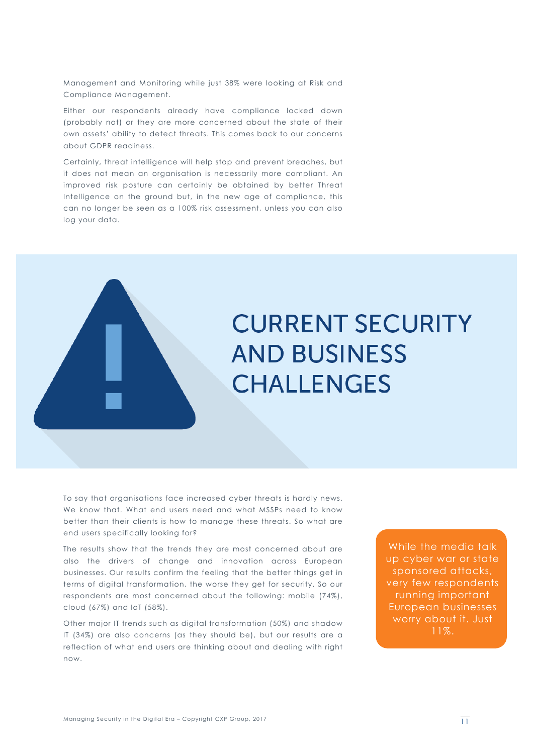Management and Monitoring while just 38% were looking at Risk and Compliance Management.

Either our respondents already have compliance locked down (probably not) or they are more concerned about the state of their own assets' ability to detect threats. This comes back to our concerns about GDPR readiness.

Certainly, threat intelligence will help stop and prevent breaches, but it does not mean an organisation is necessarily more compliant. An improved risk posture can certainly be obtained by better Threat Intelligence on the ground but, in the new age of compliance, this can no longer be seen as a 100% risk assessment, unless you can also log your data.

# CURRENT SECURITY AND BUSINESS CHALLENGES

To say that organisations face increased cyber threats is hardly news. We know that. What end users need and what MSSPs need to know better than their clients is how to manage these threats. So what are end users specifically looking for?

The results show that the trends they are most concerned about are also the drivers of change and innovation across European businesses. Our results confirm the feeling that the better things get in terms of digital transformation, the worse they get for security. So our respondents are most concerned about the following: mobile (74%), cloud (67%) and IoT (58%).

Other major IT trends such as digital transformation (50%) and shadow IT (34%) are also concerns (as they should be), but our results are a reflection of what end users are thinking about and dealing with right now.

> While the media talk up cyber war or state sponsored attacks, very few respondents running important European businesses worry about it. Just 11%.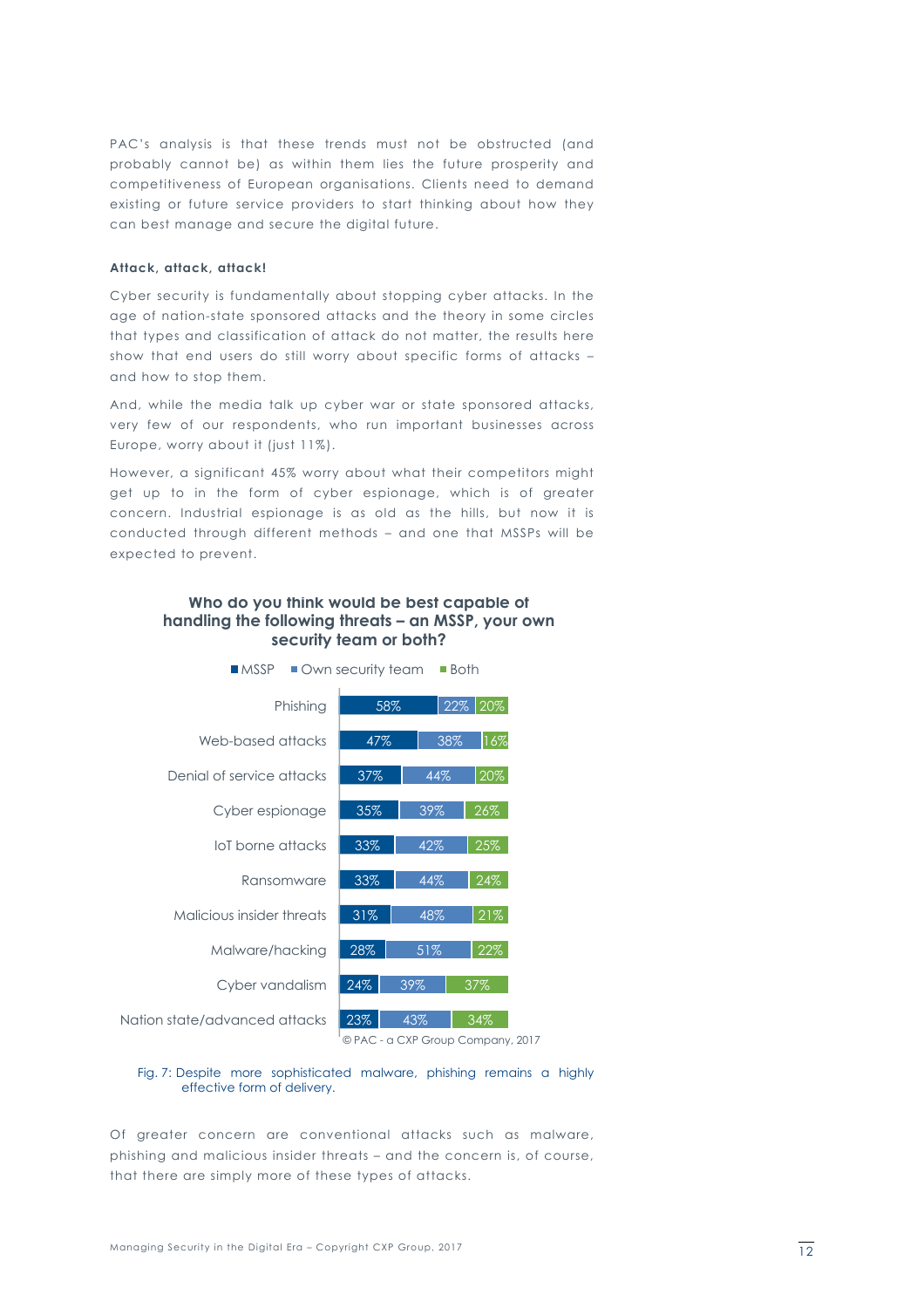PAC's analysis is that these trends must not be obstructed (and probably cannot be) as within them lies the future prosperity and competitiveness of European organisations. Clients need to demand existing or future service providers to start thinking about how they can best manage and secure the digital future.

**Attack, attack, attack!**

Cyber security is fundamentally about stopping cyber attacks. In the age of nation-state sponsored attacks and the theory in some circles that types and classification of attack do not matter, the results here show that end users do still worry about specific forms of attacks – and how to stop them.

And, while the media talk up cyber war or state sponsored attacks, very few of our respondents, who run important businesses across Europe, worry about it (just 11%).

However, a significant 45% worry about what their competitors might get up to in the form of cyber espionage, which is of greater concern. Industrial espionage is as old as the hills, but now it is conducted through different methods – and one that MSSPs will be expected to prevent.

**Who do you think would be best capable of handling the following threats – an MSSP, your own security team or both?**

| | MSSP | Own security team | Both |
|---|---|---|---|
| Phishing | 58% | 22% | 20% |
| Web-based attacks | 47% | 38% | 16% |
| Denial of service attacks | 37% | 44% | 20% |
| Cyber espionage | 35% | 39% | 26% |
| IoT borne attacks | 33% | 42% | 25% |
| Ransomware | 33% | 44% | 24% |
| Malicious insider threats | 31% | 48% | 21% |
| Malware/hacking | 28% | 51% | 22% |
| Cyber vandalism | 24% | 39% | 37% |
| Nation state/advanced attacks | 23% | 43% | 34% |

© PAC - a CXP Group Company, 2017

Fig. 7: Despite more sophisticated malware, phishing remains a highly effective form of delivery.

Of greater concern are conventional attacks such as malware, phishing and malicious insider threats – and the concern is, of course, that there are simply more of these types of attacks.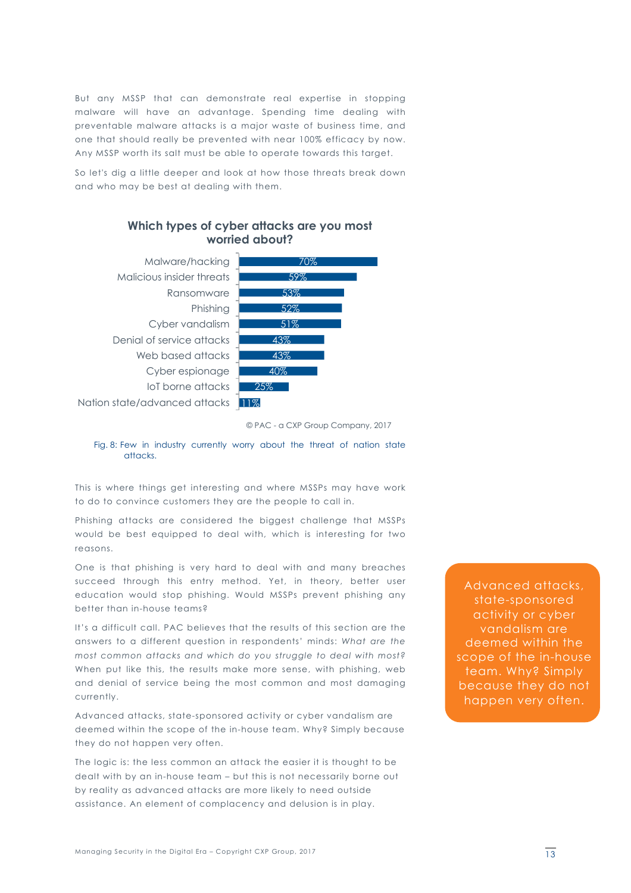But any MSSP that can demonstrate real expertise in stopping malware will have an advantage. Spending time dealing with preventable malware attacks is a major waste of business time, and one that should really be prevented with near 100% efficacy by now. Any MSSP worth its salt must be able to operate towards this target.

So let's dig a little deeper and look at how those threats break down and who may be best at dealing with them.

**Which types of cyber attacks are you most worried about?**

| Type of attack | % |
|---|---|
| Malware/hacking | 70% |
| Malicious insider threats | 59% |
| Ransomware | 53% |
| Phishing | 52% |
| Cyber vandalism | 51% |
| Denial of service attacks | 43% |
| Web based attacks | 43% |
| Cyber espionage | 40% |
| IoT borne attacks | 25% |
| Nation state/advanced attacks | 11% |

© PAC - a CXP Group Company, 2017

Fig. 8: Few in industry currently worry about the threat of nation state attacks.

This is where things get interesting and where MSSPs may have work to do to convince customers they are the people to call in.

Phishing attacks are considered the biggest challenge that MSSPs would be best equipped to deal with, which is interesting for two reasons.

One is that phishing is very hard to deal with and many breaches succeed through this entry method. Yet, in theory, better user education would stop phishing. Would MSSPs prevent phishing any better than in-house teams?

It's a difficult call. PAC believes that the results of this section are the answers to a different question in respondents' minds: *What are the most common attacks and which do you struggle to deal with most?* When put like this, the results make more sense, with phishing, web and denial of service being the most common and most damaging currently.

Advanced attacks, state-sponsored activity or cyber vandalism are deemed within the scope of the in-house team. Why? Simply because they do not happen very often.

The logic is: the less common an attack the easier it is thought to be dealt with by an in-house team – but this is not necessarily borne out by reality as advanced attacks are more likely to need outside assistance. An element of complacency and delusion is in play.

> Advanced attacks, state-sponsored activity or cyber vandalism are deemed within the scope of the in-house team. Why? Simply because they do not happen very often.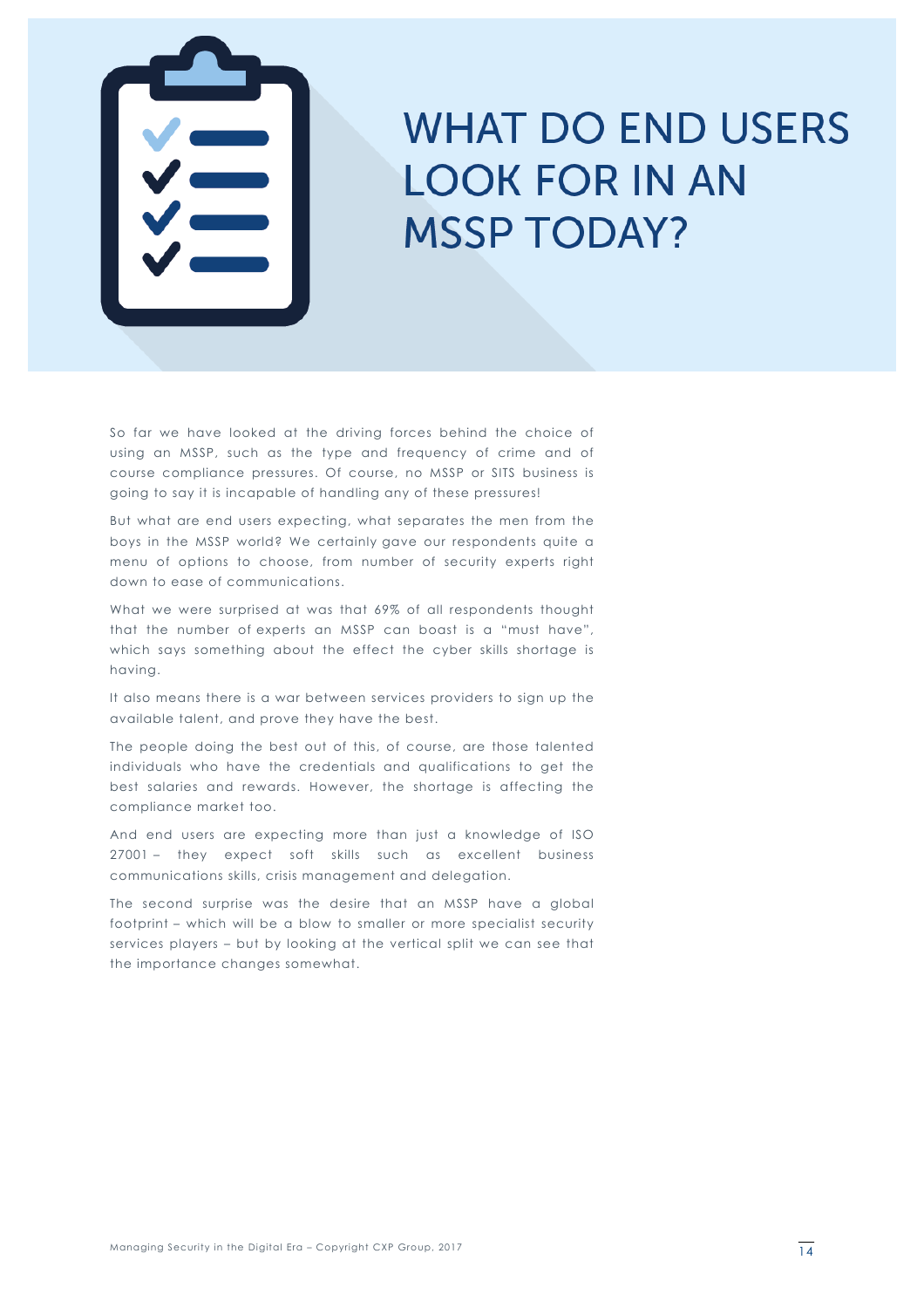# WHAT DO END USERS LOOK FOR IN AN MSSP TODAY?

So far we have looked at the driving forces behind the choice of using an MSSP, such as the type and frequency of crime and of course compliance pressures. Of course, no MSSP or SITS business is going to say it is incapable of handling any of these pressures!

But what are end users expecting, what separates the men from the boys in the MSSP world? We certainly gave our respondents quite a menu of options to choose, from number of security experts right down to ease of communications.

What we were surprised at was that 69% of all respondents thought that the number of experts an MSSP can boast is a "must have", which says something about the effect the cyber skills shortage is having.

It also means there is a war between services providers to sign up the available talent, and prove they have the best.

The people doing the best out of this, of course, are those talented individuals who have the credentials and qualifications to get the best salaries and rewards. However, the shortage is affecting the compliance market too.

And end users are expecting more than just a knowledge of ISO 27001 – they expect soft skills such as excellent business communications skills, crisis management and delegation.

The second surprise was the desire that an MSSP have a global footprint – which will be a blow to smaller or more specialist security services players – but by looking at the vertical split we can see that the importance changes somewhat.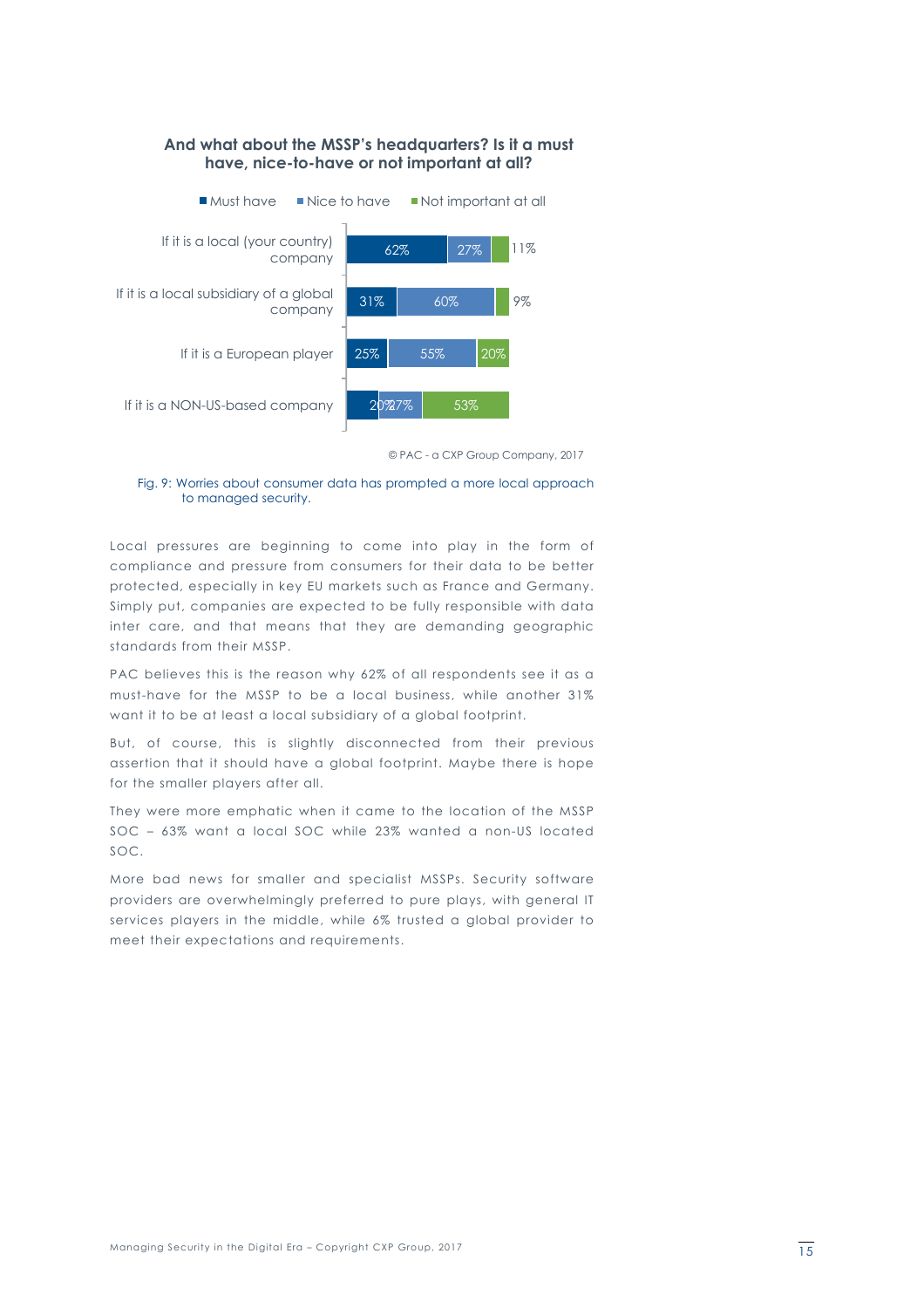**And what about the MSSP's headquarters? Is it a must have, nice-to-have or not important at all?**

| | Must have | Nice to have | Not important at all |
|---|---|---|---|
| If it is a local (your country) company | 62% | 27% | 11% |
| If it is a local subsidiary of a global company | 31% | 60% | 9% |
| If it is a European player | 25% | 55% | 20% |
| If it is a NON-US-based company | 20% | 27% | 53% |

© PAC - a CXP Group Company, 2017

Fig. 9: Worries about consumer data has prompted a more local approach to managed security.

Local pressures are beginning to come into play in the form of compliance and pressure from consumers for their data to be better protected, especially in key EU markets such as France and Germany. Simply put, companies are expected to be fully responsible with data inter care, and that means that they are demanding geographic standards from their MSSP.

PAC believes this is the reason why 62% of all respondents see it as a must-have for the MSSP to be a local business, while another 31% want it to be at least a local subsidiary of a global footprint.

But, of course, this is slightly disconnected from their previous assertion that it should have a global footprint. Maybe there is hope for the smaller players after all.

They were more emphatic when it came to the location of the MSSP SOC – 63% want a local SOC while 23% wanted a non-US located SOC.

More bad news for smaller and specialist MSSPs. Security software providers are overwhelmingly preferred to pure plays, with general IT services players in the middle, while 6% trusted a global provider to meet their expectations and requirements.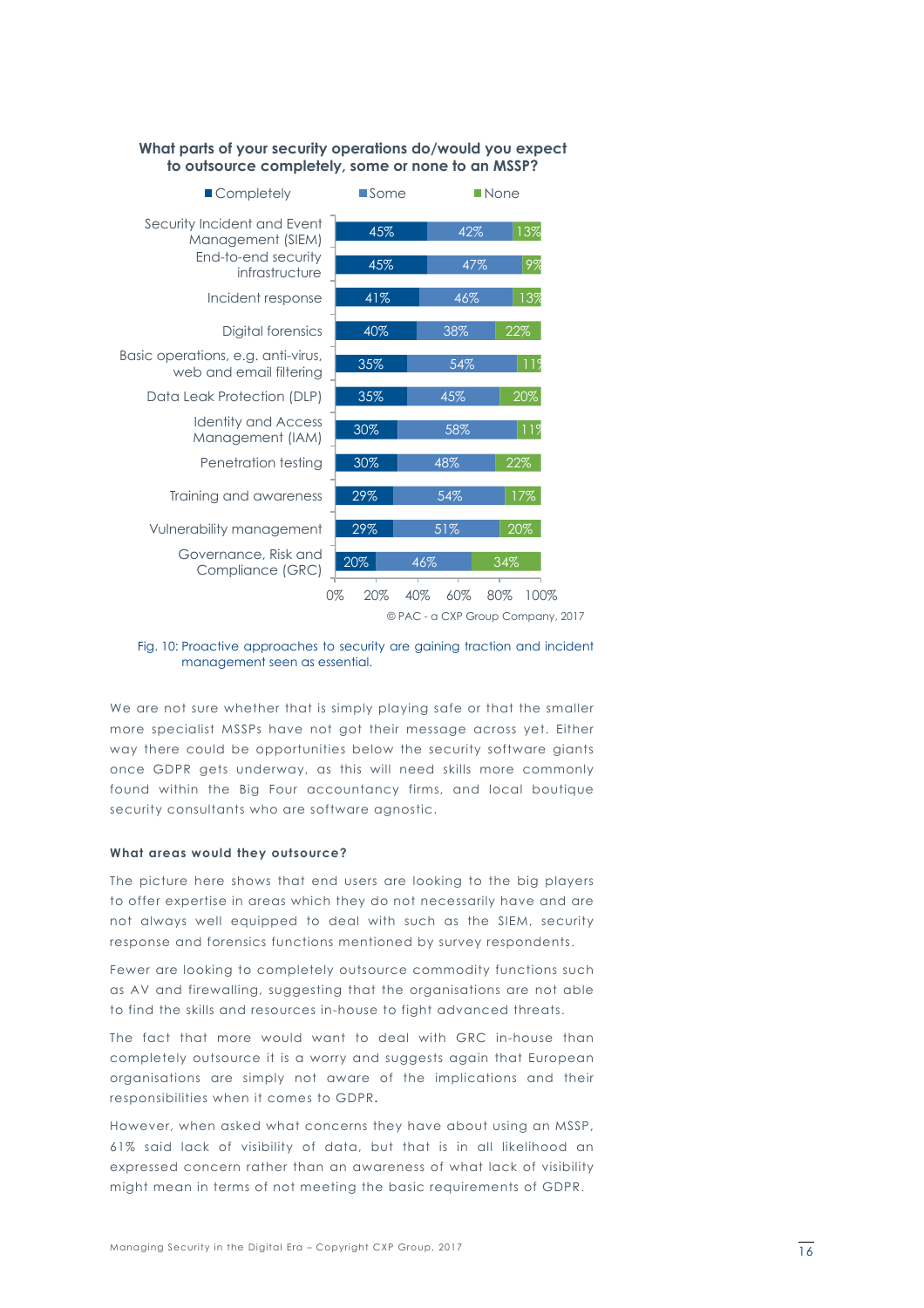**What parts of your security operations do/would you expect to outsource completely, some or none to an MSSP?**

| | Completely | Some | None |
|---|---|---|---|
| Security Incident and Event Management (SIEM) | 45% | 42% | 13% |
| End-to-end security infrastructure | 45% | 47% | 9% |
| Incident response | 41% | 46% | 13% |
| Digital forensics | 40% | 38% | 22% |
| Basic operations, e.g. anti-virus, web and email filtering | 35% | 54% | 11% |
| Data Leak Protection (DLP) | 35% | 45% | 20% |
| Identity and Access Management (IAM) | 30% | 58% | 11% |
| Penetration testing | 30% | 48% | 22% |
| Training and awareness | 29% | 54% | 17% |
| Vulnerability management | 29% | 51% | 20% |
| Governance, Risk and Compliance (GRC) | 20% | 46% | 34% |

© PAC - a CXP Group Company, 2017

Fig. 10: Proactive approaches to security are gaining traction and incident management seen as essential.

We are not sure whether that is simply playing safe or that the smaller more specialist MSSPs have not got their message across yet. Either way there could be opportunities below the security software giants once GDPR gets underway, as this will need skills more commonly found within the Big Four accountancy firms, and local boutique security consultants who are software agnostic.

#### What areas would they outsource?

The picture here shows that end users are looking to the big players to offer expertise in areas which they do not necessarily have and are not always well equipped to deal with such as the SIEM, security response and forensics functions mentioned by survey respondents.

Fewer are looking to completely outsource commodity functions such as AV and firewalling, suggesting that the organisations are not able to find the skills and resources in-house to fight advanced threats.

The fact that more would want to deal with GRC in-house than completely outsource it is a worry and suggests again that European organisations are simply not aware of the implications and their responsibilities when it comes to GDPR.

However, when asked what concerns they have about using an MSSP, 61% said lack of visibility of data, but that is in all likelihood an expressed concern rather than an awareness of what lack of visibility might mean in terms of not meeting the basic requirements of GDPR.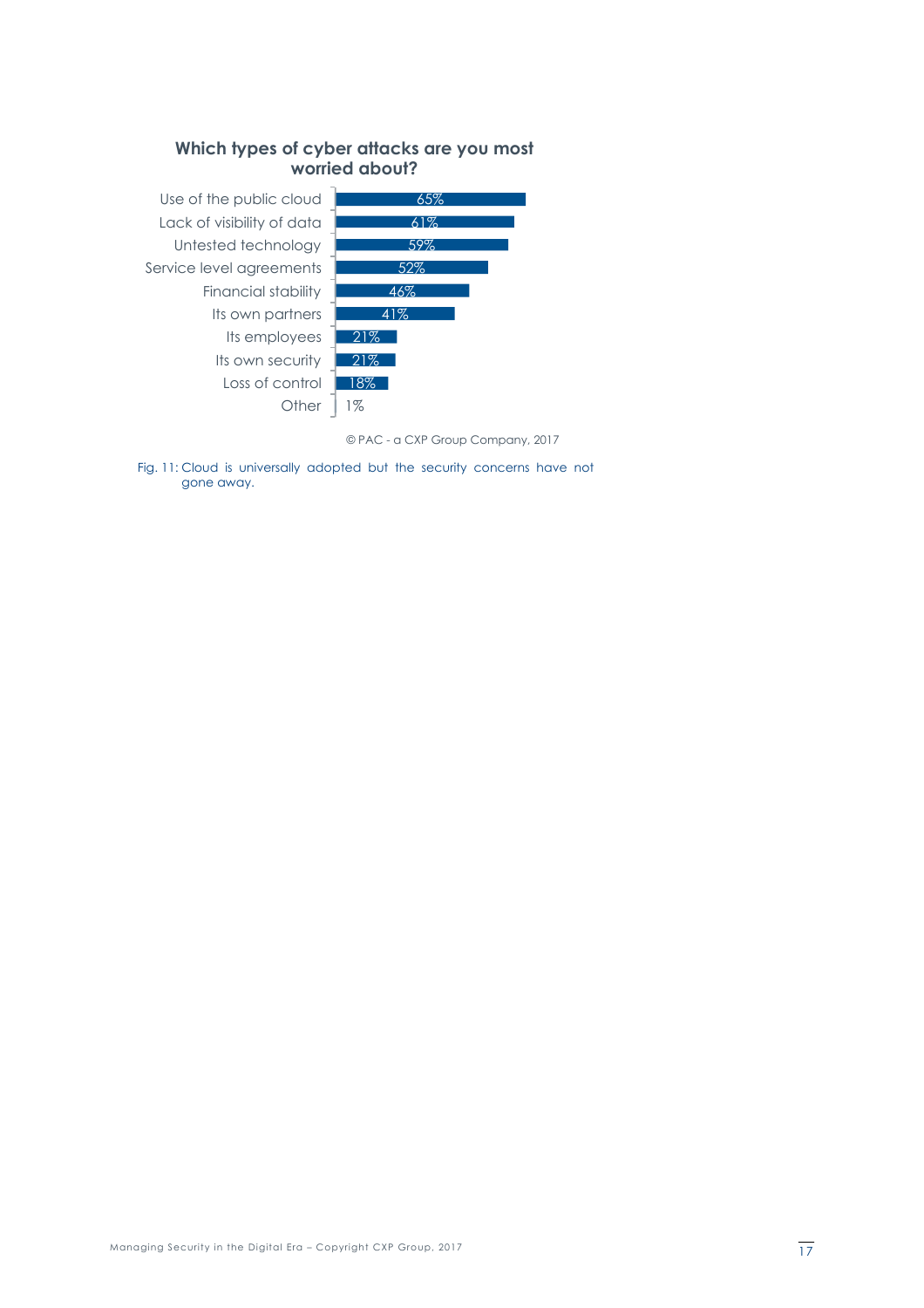**Which types of cyber attacks are you most worried about?**

| Category | Percentage |
|---|---|
| Use of the public cloud | 65% |
| Lack of visibility of data | 61% |
| Untested technology | 59% |
| Service level agreements | 52% |
| Financial stability | 46% |
| Its own partners | 41% |
| Its employees | 21% |
| Its own security | 21% |
| Loss of control | 18% |
| Other | 1% |

© PAC - a CXP Group Company, 2017

Fig. 11: Cloud is universally adopted but the security concerns have not gone away.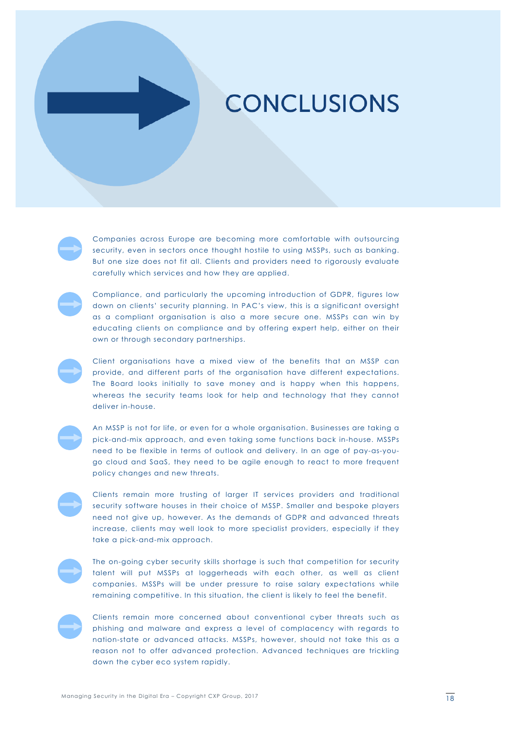# CONCLUSIONS

- Companies across Europe are becoming more comfortable with outsourcing security, even in sectors once thought hostile to using MSSPs, such as banking. But one size does not fit all. Clients and providers need to rigorously evaluate carefully which services and how they are applied.

- Compliance, and particularly the upcoming introduction of GDPR, figures low down on clients' security planning. In PAC's view, this is a significant oversight as a compliant organisation is also a more secure one. MSSPs can win by educating clients on compliance and by offering expert help, either on their own or through secondary partnerships.

- Client organisations have a mixed view of the benefits that an MSSP can provide, and different parts of the organisation have different expectations. The Board looks initially to save money and is happy when this happens, whereas the security teams look for help and technology that they cannot deliver in-house.

- An MSSP is not for life, or even for a whole organisation. Businesses are taking a pick-and-mix approach, and even taking some functions back in-house. MSSPs need to be flexible in terms of outlook and delivery. In an age of pay-as-you-go cloud and SaaS, they need to be agile enough to react to more frequent policy changes and new threats.

- Clients remain more trusting of larger IT services providers and traditional security software houses in their choice of MSSP. Smaller and bespoke players need not give up, however. As the demands of GDPR and advanced threats increase, clients may well look to more specialist providers, especially if they take a pick-and-mix approach.

- The on-going cyber security skills shortage is such that competition for security talent will put MSSPs at loggerheads with each other, as well as client companies. MSSPs will be under pressure to raise salary expectations while remaining competitive. In this situation, the client is likely to feel the benefit.

- Clients remain more concerned about conventional cyber threats such as phishing and malware and express a level of complacency with regards to nation-state or advanced attacks. MSSPs, however, should not take this as a reason not to offer advanced protection. Advanced techniques are trickling down the cyber eco system rapidly.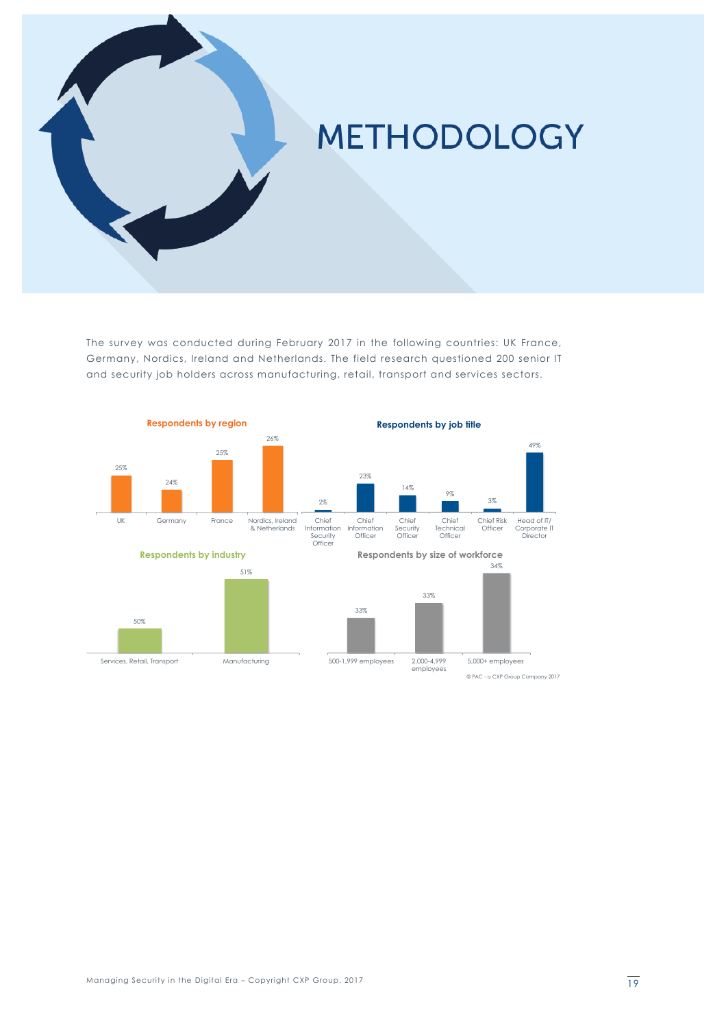# METHODOLOGY

The survey was conducted during February 2017 in the following countries: UK France, Germany, Nordics, Ireland and Netherlands. The field research questioned 200 senior IT and security job holders across manufacturing, retail, transport and services sectors.

**Respondents by region**

| Region | Share |
|---|---|
| UK | 25% |
| Germany | 24% |
| France | 25% |
| Nordics, Ireland & Netherlands | 26% |

**Respondents by job title**

| Job title | Share |
|---|---|
| Chief Information Security Officer | 2% |
| Chief Information Officer | 23% |
| Chief Security Officer | 14% |
| Chief Technical Officer | 9% |
| Chief Risk Officer | 3% |
| Head of IT/ Corporate IT Director | 49% |

**Respondents by industry**

| Industry | Share |
|---|---|
| Services, Retail, Transport | 50% |
| Manufacturing | 51% |

**Respondents by size of workforce**

| Size of workforce | Share |
|---|---|
| 500-1,999 employees | 33% |
| 2,000-4,999 employees | 33% |
| 5,000+ employees | 34% |

© PAC - a CXP Group Company 2017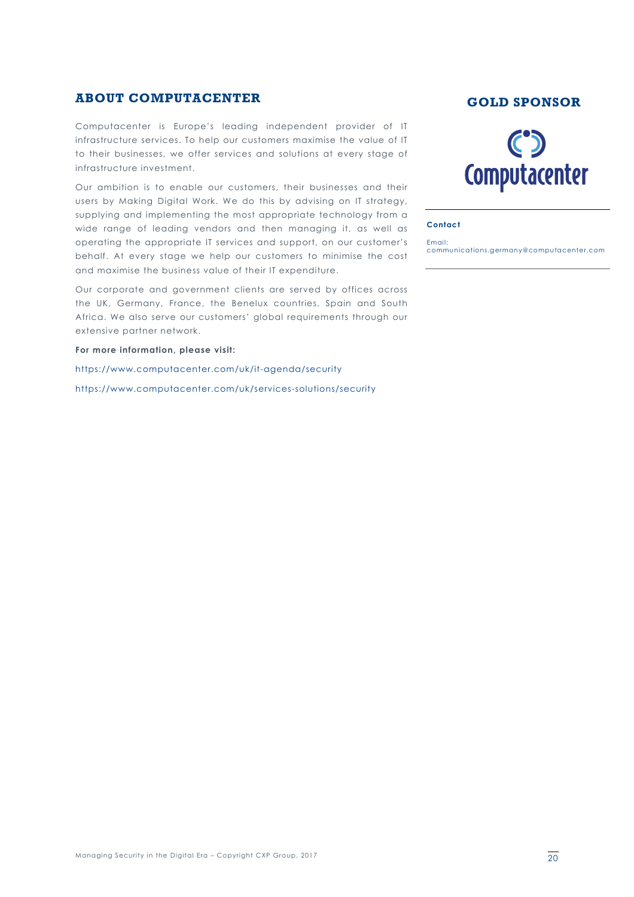## ABOUT COMPUTACENTER

Computacenter is Europe's leading independent provider of IT infrastructure services. To help our customers maximise the value of IT to their businesses, we offer services and solutions at every stage of infrastructure investment.

Our ambition is to enable our customers, their businesses and their users by Making Digital Work. We do this by advising on IT strategy, supplying and implementing the most appropriate technology from a wide range of leading vendors and then managing it, as well as operating the appropriate IT services and support, on our customer's behalf. At every stage we help our customers to minimise the cost and maximise the business value of their IT expenditure.

Our corporate and government clients are served by offices across the UK, Germany, France, the Benelux countries, Spain and South Africa. We also serve our customers' global requirements through our extensive partner network.

**For more information, please visit:**

https://www.computacenter.com/uk/it-agenda/security

https://www.computacenter.com/uk/services-solutions/security

## GOLD SPONSOR

Computacenter

**Contact**

Email:
communications.germany@computacenter.com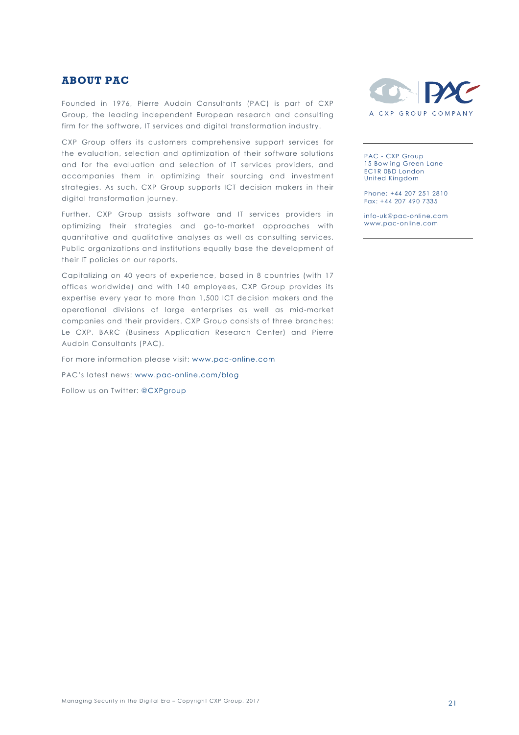## ABOUT PAC

Founded in 1976, Pierre Audoin Consultants (PAC) is part of CXP Group, the leading independent European research and consulting firm for the software, IT services and digital transformation industry.

CXP Group offers its customers comprehensive support services for the evaluation, selection and optimization of their software solutions and for the evaluation and selection of IT services providers, and accompanies them in optimizing their sourcing and investment strategies. As such, CXP Group supports ICT decision makers in their digital transformation journey.

Further, CXP Group assists software and IT services providers in optimizing their strategies and go-to-market approaches with quantitative and qualitative analyses as well as consulting services. Public organizations and institutions equally base the development of their IT policies on our reports.

Capitalizing on 40 years of experience, based in 8 countries (with 17 offices worldwide) and with 140 employees, CXP Group provides its expertise every year to more than 1,500 ICT decision makers and the operational divisions of large enterprises as well as mid-market companies and their providers. CXP Group consists of three branches: Le CXP, BARC (Business Application Research Center) and Pierre Audoin Consultants (PAC).

For more information please visit: www.pac-online.com

PAC's latest news: www.pac-online.com/blog

Follow us on Twitter: @CXPgroup

PAC

A CXP GROUP COMPANY

PAC - CXP Group
15 Bowling Green Lane
EC1R 0BD London
United Kingdom

Phone: +44 207 251 2810
Fax: +44 207 490 7335

info-uk@pac-online.com
www.pac-online.com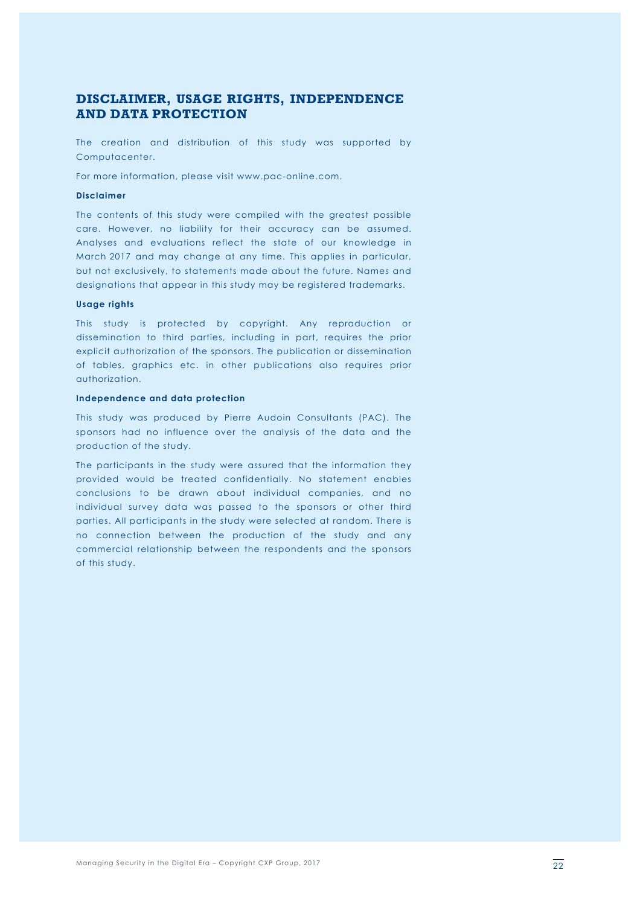# DISCLAIMER, USAGE RIGHTS, INDEPENDENCE AND DATA PROTECTION

The creation and distribution of this study was supported by Computacenter.

For more information, please visit www.pac-online.com.

### Disclaimer

The contents of this study were compiled with the greatest possible care. However, no liability for their accuracy can be assumed. Analyses and evaluations reflect the state of our knowledge in March 2017 and may change at any time. This applies in particular, but not exclusively, to statements made about the future. Names and designations that appear in this study may be registered trademarks.

### Usage rights

This study is protected by copyright. Any reproduction or dissemination to third parties, including in part, requires the prior explicit authorization of the sponsors. The publication or dissemination of tables, graphics etc. in other publications also requires prior authorization.

### Independence and data protection

This study was produced by Pierre Audoin Consultants (PAC). The sponsors had no influence over the analysis of the data and the production of the study.

The participants in the study were assured that the information they provided would be treated confidentially. No statement enables conclusions to be drawn about individual companies, and no individual survey data was passed to the sponsors or other third parties. All participants in the study were selected at random. There is no connection between the production of the study and any commercial relationship between the respondents and the sponsors of this study.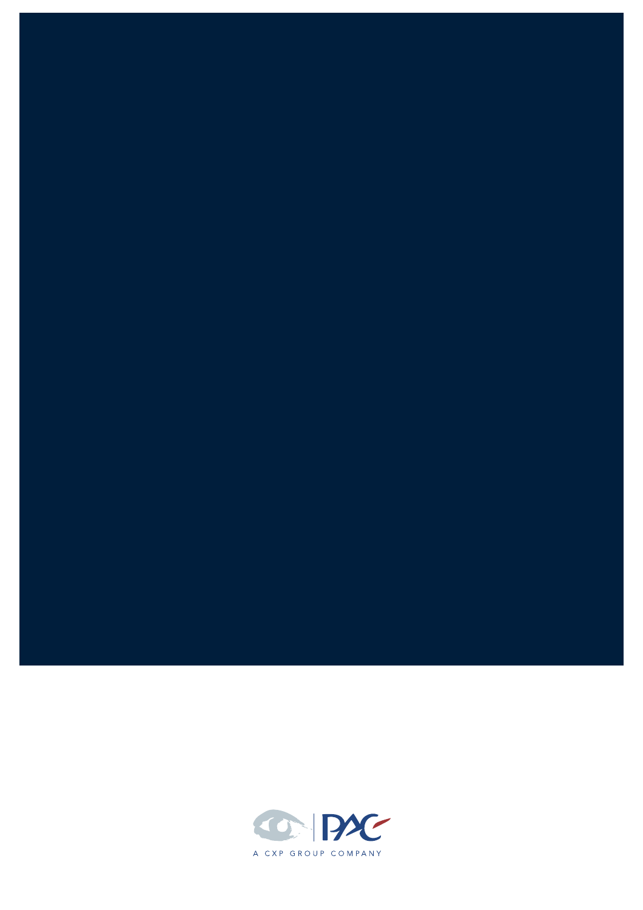A CXP GROUP COMPANY